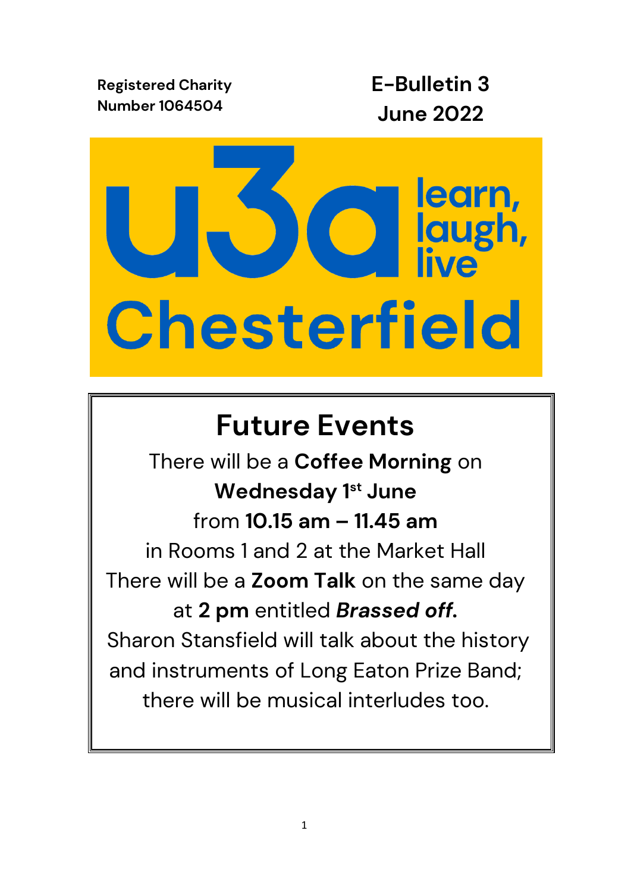**Registered Charity Number 1064504**

**E-Bulletin 3**
**June 2022**

u3a learn, laugh, live
Chesterfield

# Future Events

There will be a **Coffee Morning** on **Wednesday 1st June** from **10.15 am – 11.45 am** in Rooms 1 and 2 at the Market Hall

There will be a **Zoom Talk** on the same day at **2 pm** entitled ***Brassed off***.

Sharon Stansfield will talk about the history and instruments of Long Eaton Prize Band; there will be musical interludes too.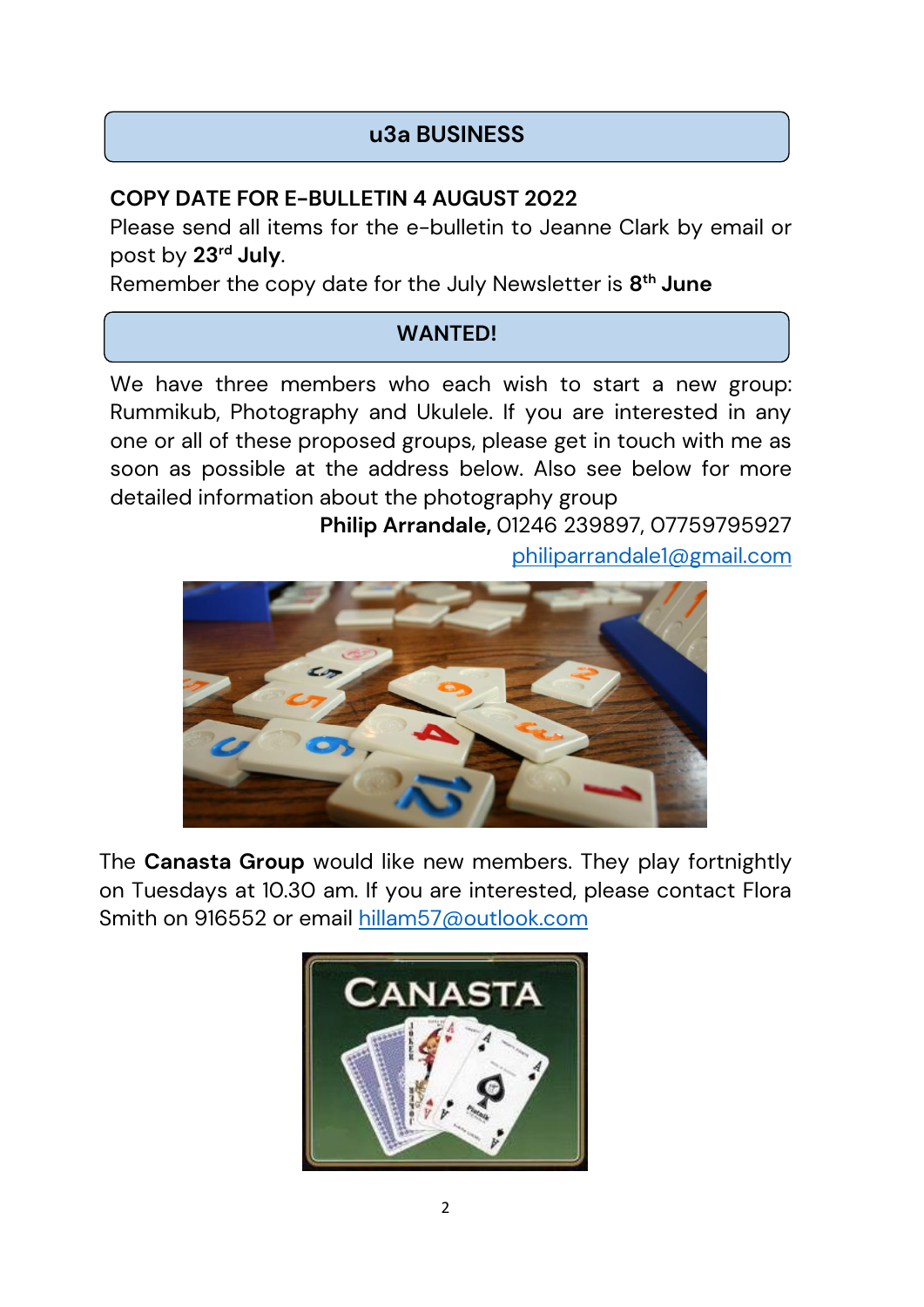## u3a BUSINESS

**COPY DATE FOR E-BULLETIN 4 AUGUST 2022**

Please send all items for the e-bulletin to Jeanne Clark by email or post by **23rd July**.

Remember the copy date for the July Newsletter is **8th June**

## WANTED!

We have three members who each wish to start a new group: Rummikub, Photography and Ukulele. If you are interested in any one or all of these proposed groups, please get in touch with me as soon as possible at the address below. Also see below for more detailed information about the photography group

**Philip Arrandale,** 01246 239897, 07759795927
philiparrandale1@gmail.com

The **Canasta Group** would like new members. They play fortnightly on Tuesdays at 10.30 am. If you are interested, please contact Flora Smith on 916552 or email hillam57@outlook.com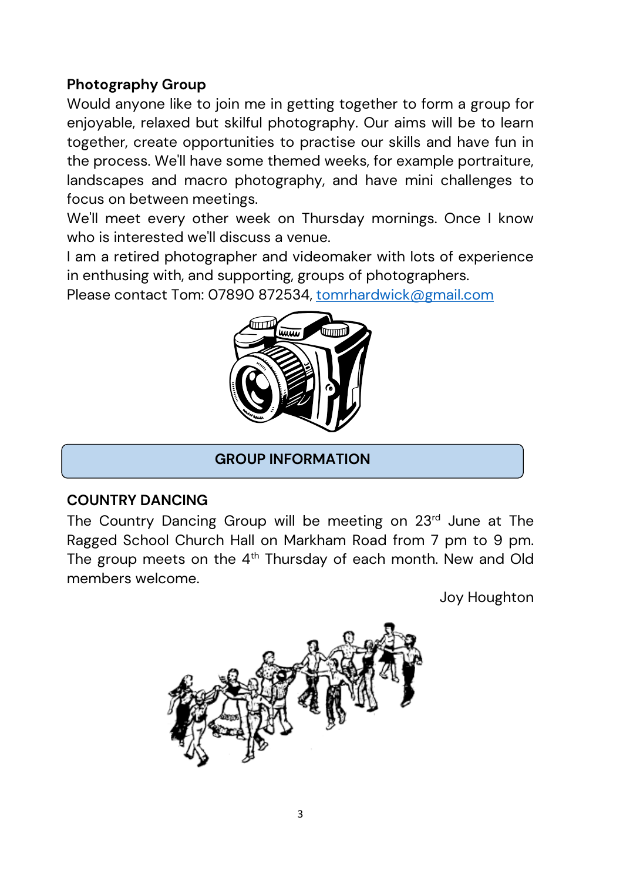**Photography Group**

Would anyone like to join me in getting together to form a group for enjoyable, relaxed but skilful photography. Our aims will be to learn together, create opportunities to practise our skills and have fun in the process. We'll have some themed weeks, for example portraiture, landscapes and macro photography, and have mini challenges to focus on between meetings.

We'll meet every other week on Thursday mornings. Once I know who is interested we'll discuss a venue.

I am a retired photographer and videomaker with lots of experience in enthusing with, and supporting, groups of photographers.

Please contact Tom: 07890 872534, tomrhardwick@gmail.com

## GROUP INFORMATION

**COUNTRY DANCING**

The Country Dancing Group will be meeting on 23rd June at The Ragged School Church Hall on Markham Road from 7 pm to 9 pm. The group meets on the 4th Thursday of each month. New and Old members welcome.

Joy Houghton